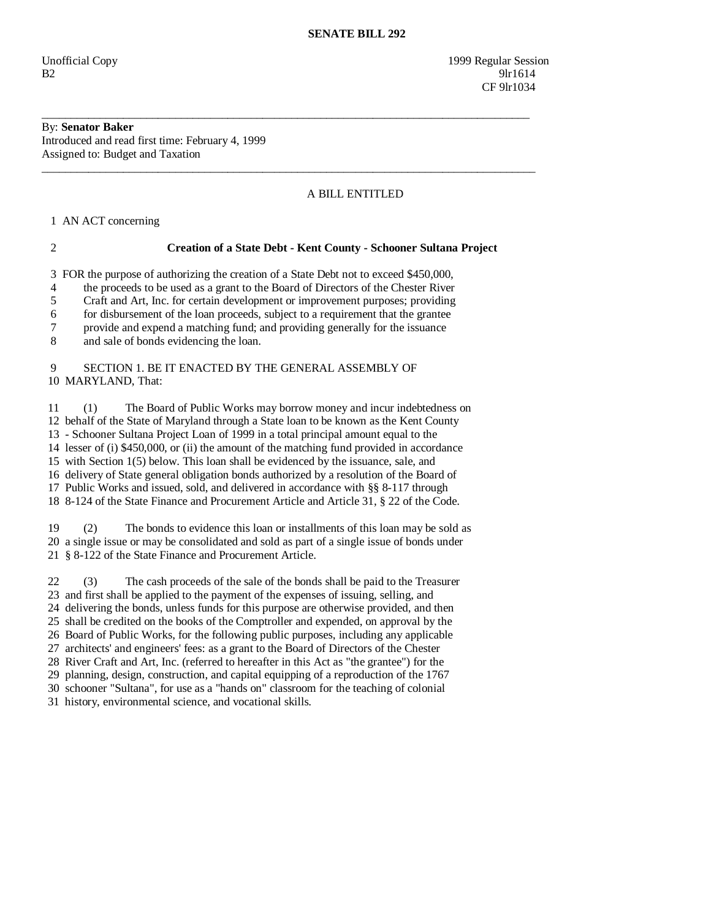**SENATE BILL 292**

Unofficial Copy 1999 Regular Session
B2 9lr1614
CF 9lr1034

---

By: **Senator Baker**
Introduced and read first time: February 4, 1999
Assigned to: Budget and Taxation

---

A BILL ENTITLED

1 AN ACT concerning

2 **Creation of a State Debt - Kent County - Schooner Sultana Project**

3 FOR the purpose of authorizing the creation of a State Debt not to exceed $450,000,
4 the proceeds to be used as a grant to the Board of Directors of the Chester River
5 Craft and Art, Inc. for certain development or improvement purposes; providing
6 for disbursement of the loan proceeds, subject to a requirement that the grantee
7 provide and expend a matching fund; and providing generally for the issuance
8 and sale of bonds evidencing the loan.

9 SECTION 1. BE IT ENACTED BY THE GENERAL ASSEMBLY OF
10 MARYLAND, That:

11 (1) The Board of Public Works may borrow money and incur indebtedness on
12 behalf of the State of Maryland through a State loan to be known as the Kent County
13 - Schooner Sultana Project Loan of 1999 in a total principal amount equal to the
14 lesser of (i) $450,000, or (ii) the amount of the matching fund provided in accordance
15 with Section 1(5) below. This loan shall be evidenced by the issuance, sale, and
16 delivery of State general obligation bonds authorized by a resolution of the Board of
17 Public Works and issued, sold, and delivered in accordance with §§ 8-117 through
18 8-124 of the State Finance and Procurement Article and Article 31, § 22 of the Code.

19 (2) The bonds to evidence this loan or installments of this loan may be sold as
20 a single issue or may be consolidated and sold as part of a single issue of bonds under
21 § 8-122 of the State Finance and Procurement Article.

22 (3) The cash proceeds of the sale of the bonds shall be paid to the Treasurer
23 and first shall be applied to the payment of the expenses of issuing, selling, and
24 delivering the bonds, unless funds for this purpose are otherwise provided, and then
25 shall be credited on the books of the Comptroller and expended, on approval by the
26 Board of Public Works, for the following public purposes, including any applicable
27 architects' and engineers' fees: as a grant to the Board of Directors of the Chester
28 River Craft and Art, Inc. (referred to hereafter in this Act as "the grantee") for the
29 planning, design, construction, and capital equipping of a reproduction of the 1767
30 schooner "Sultana", for use as a "hands on" classroom for the teaching of colonial
31 history, environmental science, and vocational skills.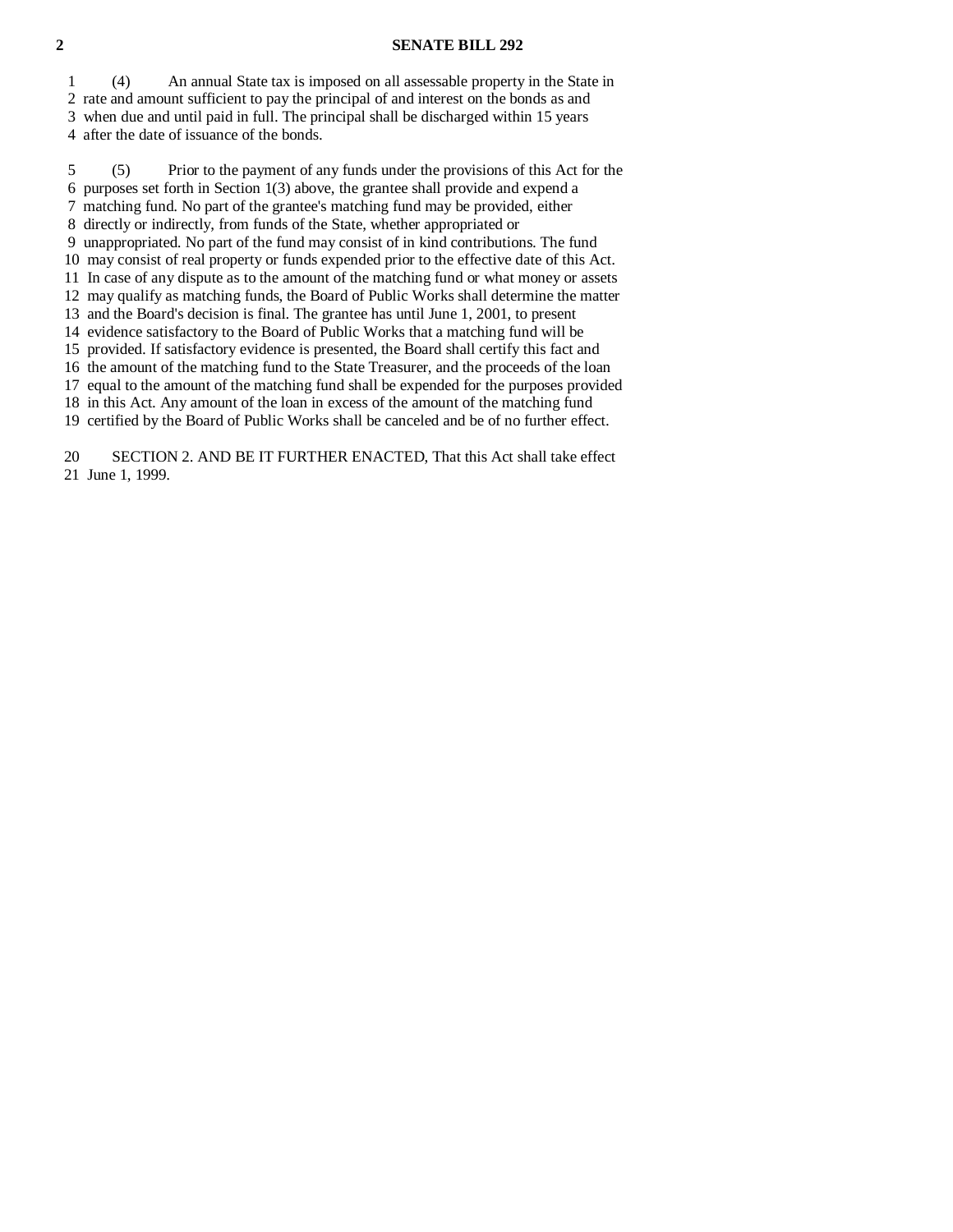(4) An annual State tax is imposed on all assessable property in the State in rate and amount sufficient to pay the principal of and interest on the bonds as and when due and until paid in full. The principal shall be discharged within 15 years after the date of issuance of the bonds.

(5) Prior to the payment of any funds under the provisions of this Act for the purposes set forth in Section 1(3) above, the grantee shall provide and expend a matching fund. No part of the grantee's matching fund may be provided, either directly or indirectly, from funds of the State, whether appropriated or unappropriated. No part of the fund may consist of in kind contributions. The fund may consist of real property or funds expended prior to the effective date of this Act. In case of any dispute as to the amount of the matching fund or what money or assets may qualify as matching funds, the Board of Public Works shall determine the matter and the Board's decision is final. The grantee has until June 1, 2001, to present evidence satisfactory to the Board of Public Works that a matching fund will be provided. If satisfactory evidence is presented, the Board shall certify this fact and the amount of the matching fund to the State Treasurer, and the proceeds of the loan equal to the amount of the matching fund shall be expended for the purposes provided in this Act. Any amount of the loan in excess of the amount of the matching fund certified by the Board of Public Works shall be canceled and be of no further effect.

SECTION 2. AND BE IT FURTHER ENACTED, That this Act shall take effect June 1, 1999.